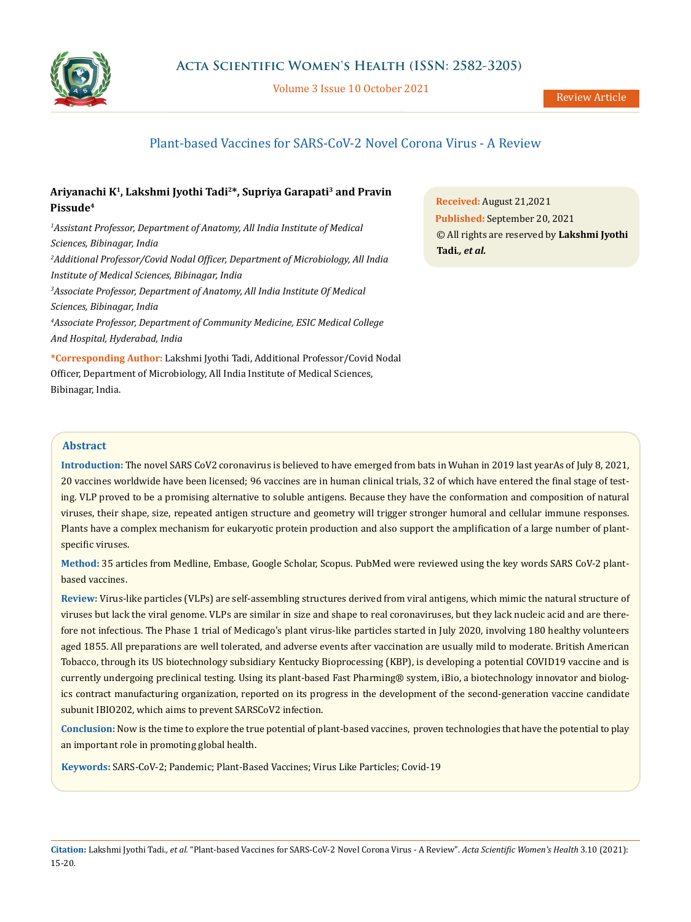# Plant-based Vaccines for SARS-CoV-2 Novel Corona Virus - A Review

**Ariyanachi K[1], Lakshmi Jyothi Tadi[2]\*, Supriya Garapati[3] and Pravin Pissude[4]**

*[1]Assistant Professor, Department of Anatomy, All India Institute of Medical Sciences, Bibinagar, India*

*[2]Additional Professor/Covid Nodal Officer, Department of Microbiology, All India Institute of Medical Sciences, Bibinagar, India*

*[3]Associate Professor, Department of Anatomy, All India Institute Of Medical Sciences, Bibinagar, India*

*[4]Associate Professor, Department of Community Medicine, ESIC Medical College And Hospital, Hyderabad, India*

**\*Corresponding Author:** Lakshmi Jyothi Tadi, Additional Professor/Covid Nodal Officer, Department of Microbiology, All India Institute of Medical Sciences, Bibinagar, India.

**Received:** August 21,2021
**Published:** September 20, 2021
© All rights are reserved by **Lakshmi Jyothi Tadi*., et al.***

## Abstract

**Introduction:** The novel SARS CoV2 coronavirus is believed to have emerged from bats in Wuhan in 2019 last yearAs of July 8, 2021, 20 vaccines worldwide have been licensed; 96 vaccines are in human clinical trials, 32 of which have entered the final stage of testing. VLP proved to be a promising alternative to soluble antigens. Because they have the conformation and composition of natural viruses, their shape, size, repeated antigen structure and geometry will trigger stronger humoral and cellular immune responses. Plants have a complex mechanism for eukaryotic protein production and also support the amplification of a large number of plant-specific viruses.

**Method:** 35 articles from Medline, Embase, Google Scholar, Scopus. PubMed were reviewed using the key words SARS CoV-2 plant-based vaccines.

**Review:** Virus-like particles (VLPs) are self-assembling structures derived from viral antigens, which mimic the natural structure of viruses but lack the viral genome. VLPs are similar in size and shape to real coronaviruses, but they lack nucleic acid and are therefore not infectious. The Phase 1 trial of Medicago's plant virus-like particles started in July 2020, involving 180 healthy volunteers aged 1855. All preparations are well tolerated, and adverse events after vaccination are usually mild to moderate. British American Tobacco, through its US biotechnology subsidiary Kentucky Bioprocessing (KBP), is developing a potential COVID19 vaccine and is currently undergoing preclinical testing. Using its plant-based Fast Pharming® system, iBio, a biotechnology innovator and biologics contract manufacturing organization, reported on its progress in the development of the second-generation vaccine candidate subunit IBIO202, which aims to prevent SARSCoV2 infection.

**Conclusion:** Now is the time to explore the true potential of plant-based vaccines, proven technologies that have the potential to play an important role in promoting global health.

**Keywords:** SARS-CoV-2; Pandemic; Plant-Based Vaccines; Virus Like Particles; Covid-19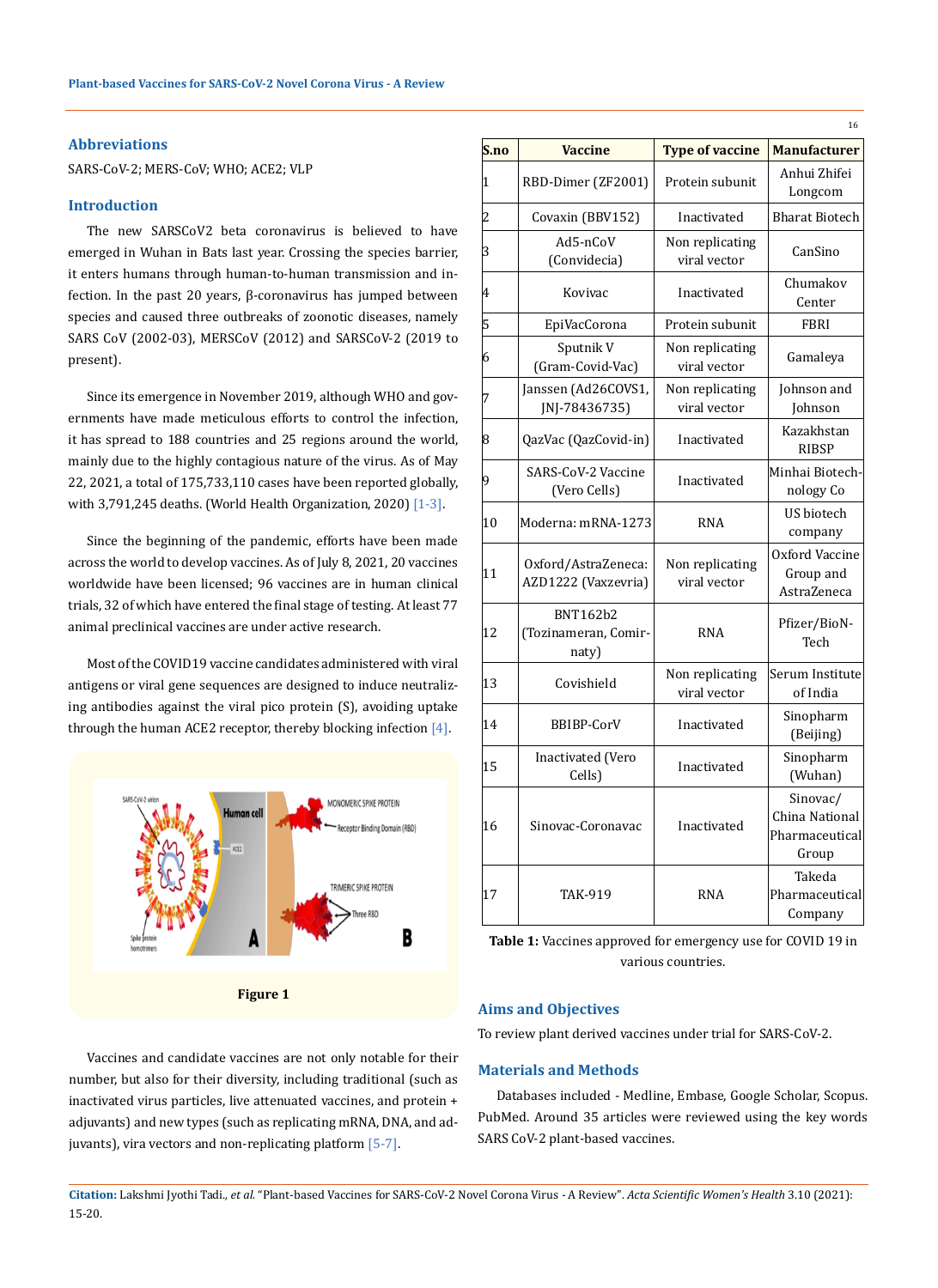## Abbreviations

SARS-CoV-2; MERS-CoV; WHO; ACE2; VLP

## Introduction

The new SARSCoV2 beta coronavirus is believed to have emerged in Wuhan in Bats last year. Crossing the species barrier, it enters humans through human-to-human transmission and infection. In the past 20 years, β-coronavirus has jumped between species and caused three outbreaks of zoonotic diseases, namely SARS CoV (2002-03), MERSCoV (2012) and SARSCoV-2 (2019 to present).

Since its emergence in November 2019, although WHO and governments have made meticulous efforts to control the infection, it has spread to 188 countries and 25 regions around the world, mainly due to the highly contagious nature of the virus. As of May 22, 2021, a total of 175,733,110 cases have been reported globally, with 3,791,245 deaths. (World Health Organization, 2020) [1-3].

Since the beginning of the pandemic, efforts have been made across the world to develop vaccines. As of July 8, 2021, 20 vaccines worldwide have been licensed; 96 vaccines are in human clinical trials, 32 of which have entered the final stage of testing. At least 77 animal preclinical vaccines are under active research.

Most of the COVID19 vaccine candidates administered with viral antigens or viral gene sequences are designed to induce neutralizing antibodies against the viral pico protein (S), avoiding uptake through the human ACE2 receptor, thereby blocking infection [4].

Figure 1

Vaccines and candidate vaccines are not only notable for their number, but also for their diversity, including traditional (such as inactivated virus particles, live attenuated vaccines, and protein + adjuvants) and new types (such as replicating mRNA, DNA, and adjuvants), vira vectors and non-replicating platform [5-7].

| S.no | Vaccine | Type of vaccine | Manufacturer |
|---|---|---|---|
| 1 | RBD-Dimer (ZF2001) | Protein subunit | Anhui Zhifei Longcom |
| 2 | Covaxin (BBV152) | Inactivated | Bharat Biotech |
| 3 | Ad5-nCoV (Convidecia) | Non replicating viral vector | CanSino |
| 4 | Kovivac | Inactivated | Chumakov Center |
| 5 | EpiVacCorona | Protein subunit | FBRI |
| 6 | Sputnik V (Gram-Covid-Vac) | Non replicating viral vector | Gamaleya |
| 7 | Janssen (Ad26COVS1, JNJ-78436735) | Non replicating viral vector | Johnson and Johnson |
| 8 | QazVac (QazCovid-in) | Inactivated | Kazakhstan RIBSP |
| 9 | SARS-CoV-2 Vaccine (Vero Cells) | Inactivated | Minhai Biotechnology Co |
| 10 | Moderna: mRNA-1273 | RNA | US biotech company |
| 11 | Oxford/AstraZeneca: AZD1222 (Vaxzevria) | Non replicating viral vector | Oxford Vaccine Group and AstraZeneca |
| 12 | BNT162b2 (Tozinameran, Comirnaty) | RNA | Pfizer/BioN-Tech |
| 13 | Covishield | Non replicating viral vector | Serum Institute of India |
| 14 | BBIBP-CorV | Inactivated | Sinopharm (Beijing) |
| 15 | Inactivated (Vero Cells) | Inactivated | Sinopharm (Wuhan) |
| 16 | Sinovac-Coronavac | Inactivated | Sinovac/ China National Pharmaceutical Group |
| 17 | TAK-919 | RNA | Takeda Pharmaceutical Company |

**Table 1:** Vaccines approved for emergency use for COVID 19 in various countries.

## Aims and Objectives

To review plant derived vaccines under trial for SARS-CoV-2.

## Materials and Methods

Databases included - Medline, Embase, Google Scholar, Scopus. PubMed. Around 35 articles were reviewed using the key words SARS CoV-2 plant-based vaccines.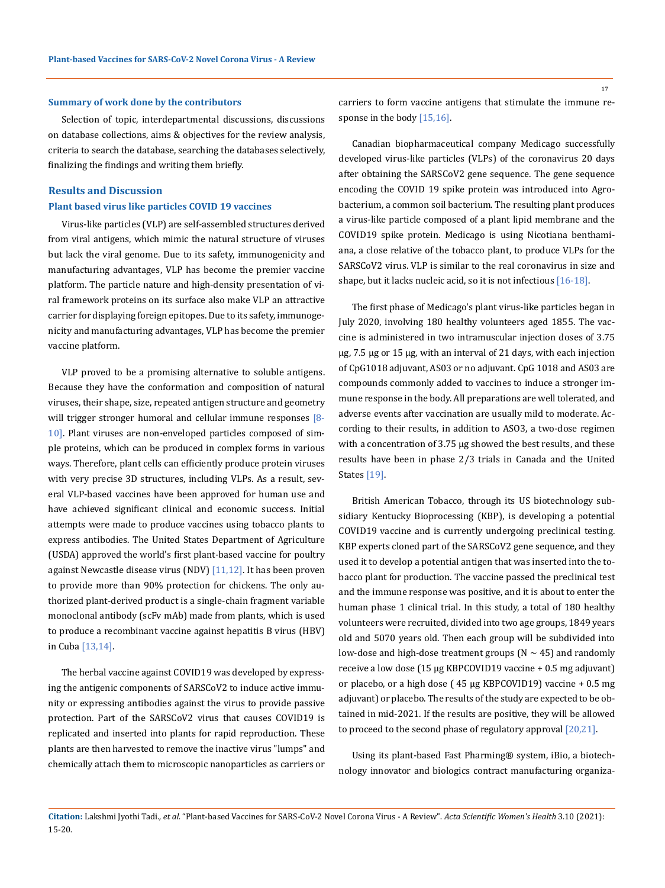### Summary of work done by the contributors

Selection of topic, interdepartmental discussions, discussions on database collections, aims & objectives for the review analysis, criteria to search the database, searching the databases selectively, finalizing the findings and writing them briefly.

## Results and Discussion

### Plant based virus like particles COVID 19 vaccines

Virus-like particles (VLP) are self-assembled structures derived from viral antigens, which mimic the natural structure of viruses but lack the viral genome. Due to its safety, immunogenicity and manufacturing advantages, VLP has become the premier vaccine platform. The particle nature and high-density presentation of viral framework proteins on its surface also make VLP an attractive carrier for displaying foreign epitopes. Due to its safety, immunogenicity and manufacturing advantages, VLP has become the premier vaccine platform.

VLP proved to be a promising alternative to soluble antigens. Because they have the conformation and composition of natural viruses, their shape, size, repeated antigen structure and geometry will trigger stronger humoral and cellular immune responses [8-10]. Plant viruses are non-enveloped particles composed of simple proteins, which can be produced in complex forms in various ways. Therefore, plant cells can efficiently produce protein viruses with very precise 3D structures, including VLPs. As a result, several VLP-based vaccines have been approved for human use and have achieved significant clinical and economic success. Initial attempts were made to produce vaccines using tobacco plants to express antibodies. The United States Department of Agriculture (USDA) approved the world's first plant-based vaccine for poultry against Newcastle disease virus (NDV) [11,12]. It has been proven to provide more than 90% protection for chickens. The only authorized plant-derived product is a single-chain fragment variable monoclonal antibody (scFv mAb) made from plants, which is used to produce a recombinant vaccine against hepatitis B virus (HBV) in Cuba [13,14].

The herbal vaccine against COVID19 was developed by expressing the antigenic components of SARSCoV2 to induce active immunity or expressing antibodies against the virus to provide passive protection. Part of the SARSCoV2 virus that causes COVID19 is replicated and inserted into plants for rapid reproduction. These plants are then harvested to remove the inactive virus "lumps" and chemically attach them to microscopic nanoparticles as carriers or carriers to form vaccine antigens that stimulate the immune response in the body [15,16].

Canadian biopharmaceutical company Medicago successfully developed virus-like particles (VLPs) of the coronavirus 20 days after obtaining the SARSCoV2 gene sequence. The gene sequence encoding the COVID 19 spike protein was introduced into Agrobacterium, a common soil bacterium. The resulting plant produces a virus-like particle composed of a plant lipid membrane and the COVID19 spike protein. Medicago is using Nicotiana benthamiana, a close relative of the tobacco plant, to produce VLPs for the SARSCoV2 virus. VLP is similar to the real coronavirus in size and shape, but it lacks nucleic acid, so it is not infectious [16-18].

The first phase of Medicago's plant virus-like particles began in July 2020, involving 180 healthy volunteers aged 1855. The vaccine is administered in two intramuscular injection doses of 3.75 μg, 7.5 μg or 15 μg, with an interval of 21 days, with each injection of CpG1018 adjuvant, AS03 or no adjuvant. CpG 1018 and AS03 are compounds commonly added to vaccines to induce a stronger immune response in the body. All preparations are well tolerated, and adverse events after vaccination are usually mild to moderate. According to their results, in addition to ASO3, a two-dose regimen with a concentration of 3.75 μg showed the best results, and these results have been in phase 2/3 trials in Canada and the United States [19].

British American Tobacco, through its US biotechnology subsidiary Kentucky Bioprocessing (KBP), is developing a potential COVID19 vaccine and is currently undergoing preclinical testing. KBP experts cloned part of the SARSCoV2 gene sequence, and they used it to develop a potential antigen that was inserted into the tobacco plant for production. The vaccine passed the preclinical test and the immune response was positive, and it is about to enter the human phase 1 clinical trial. In this study, a total of 180 healthy volunteers were recruited, divided into two age groups, 1849 years old and 5070 years old. Then each group will be subdivided into low-dose and high-dose treatment groups (N ~ 45) and randomly receive a low dose (15 μg KBPCOVID19 vaccine + 0.5 mg adjuvant) or placebo, or a high dose ( 45 μg KBPCOVID19) vaccine + 0.5 mg adjuvant) or placebo. The results of the study are expected to be obtained in mid-2021. If the results are positive, they will be allowed to proceed to the second phase of regulatory approval [20,21].

Using its plant-based Fast Pharming® system, iBio, a biotechnology innovator and biologics contract manufacturing organiza-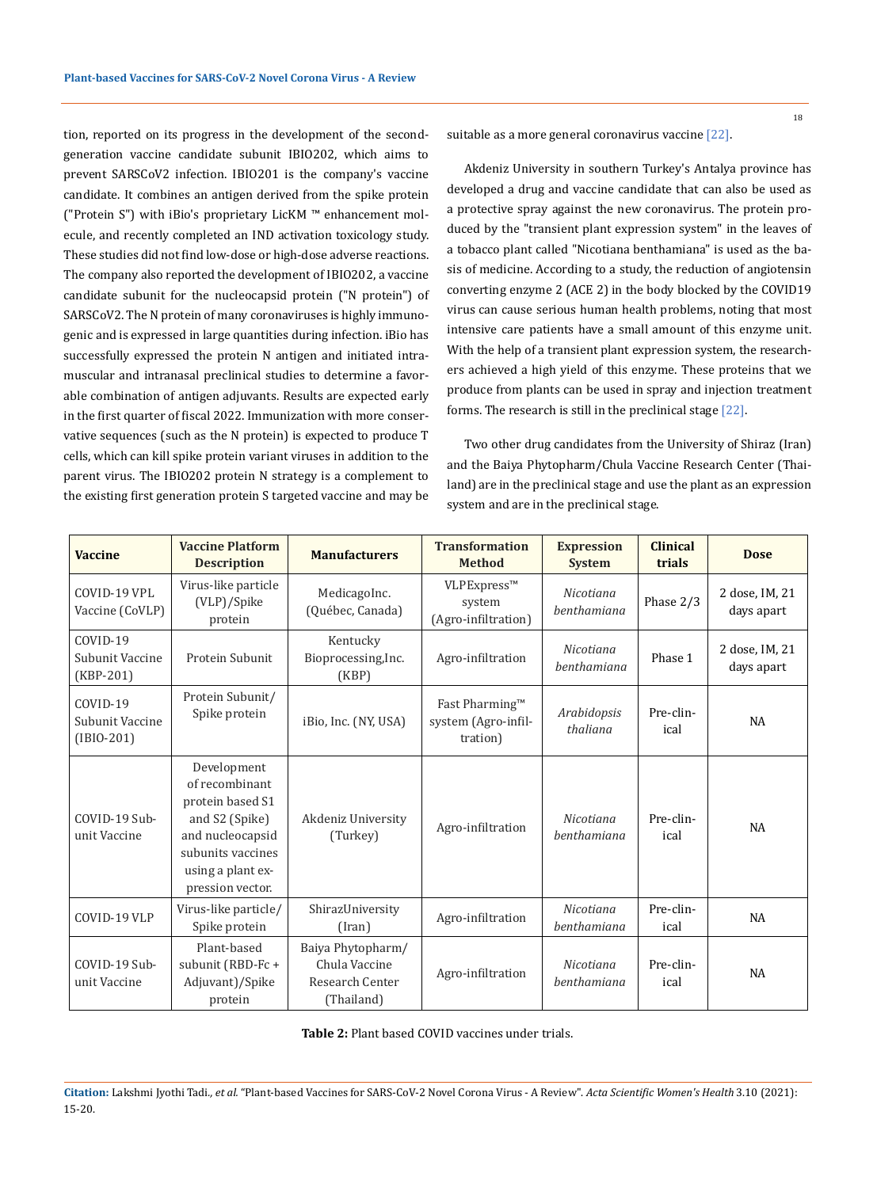tion, reported on its progress in the development of the second-generation vaccine candidate subunit IBIO202, which aims to prevent SARSCoV2 infection. IBIO201 is the company's vaccine candidate. It combines an antigen derived from the spike protein ("Protein S") with iBio's proprietary LicKM ™ enhancement molecule, and recently completed an IND activation toxicology study. These studies did not find low-dose or high-dose adverse reactions. The company also reported the development of IBIO202, a vaccine candidate subunit for the nucleocapsid protein ("N protein") of SARSCoV2. The N protein of many coronaviruses is highly immunogenic and is expressed in large quantities during infection. iBio has successfully expressed the protein N antigen and initiated intramuscular and intranasal preclinical studies to determine a favorable combination of antigen adjuvants. Results are expected early in the first quarter of fiscal 2022. Immunization with more conservative sequences (such as the N protein) is expected to produce T cells, which can kill spike protein variant viruses in addition to the parent virus. The IBIO202 protein N strategy is a complement to the existing first generation protein S targeted vaccine and may be suitable as a more general coronavirus vaccine [22].

Akdeniz University in southern Turkey's Antalya province has developed a drug and vaccine candidate that can also be used as a protective spray against the new coronavirus. The protein produced by the "transient plant expression system" in the leaves of a tobacco plant called "Nicotiana benthamiana" is used as the basis of medicine. According to a study, the reduction of angiotensin converting enzyme 2 (ACE 2) in the body blocked by the COVID19 virus can cause serious human health problems, noting that most intensive care patients have a small amount of this enzyme unit. With the help of a transient plant expression system, the researchers achieved a high yield of this enzyme. These proteins that we produce from plants can be used in spray and injection treatment forms. The research is still in the preclinical stage [22].

Two other drug candidates from the University of Shiraz (Iran) and the Baiya Phytopharm/Chula Vaccine Research Center (Thailand) are in the preclinical stage and use the plant as an expression system and are in the preclinical stage.

| Vaccine | Vaccine Platform Description | Manufacturers | Transformation Method | Expression System | Clinical trials | Dose |
|---|---|---|---|---|---|---|
| COVID-19 VPL Vaccine (CoVLP) | Virus-like particle (VLP)/Spike protein | MedicagoInc. (Québec, Canada) | VLPExpress™ system (Agro-infiltration) | *Nicotiana benthamiana* | Phase 2/3 | 2 dose, IM, 21 days apart |
| COVID-19 Subunit Vaccine (KBP-201) | Protein Subunit | Kentucky Bioprocessing,Inc. (KBP) | Agro-infiltration | *Nicotiana benthamiana* | Phase 1 | 2 dose, IM, 21 days apart |
| COVID-19 Subunit Vaccine (IBIO-201) | Protein Subunit/ Spike protein | iBio, Inc. (NY, USA) | Fast Pharming™ system (Agro-infiltration) | *Arabidopsis thaliana* | Pre-clinical | NA |
| COVID-19 Subunit Vaccine | Development of recombinant protein based S1 and S2 (Spike) and nucleocapsid subunits vaccines using a plant expression vector. | Akdeniz University (Turkey) | Agro-infiltration | *Nicotiana benthamiana* | Pre-clinical | NA |
| COVID-19 VLP | Virus-like particle/ Spike protein | ShirazUniversity (Iran) | Agro-infiltration | *Nicotiana benthamiana* | Pre-clinical | NA |
| COVID-19 Subunit Vaccine | Plant-based subunit (RBD-Fc + Adjuvant)/Spike protein | Baiya Phytopharm/ Chula Vaccine Research Center (Thailand) | Agro-infiltration | *Nicotiana benthamiana* | Pre-clinical | NA |

**Table 2:** Plant based COVID vaccines under trials.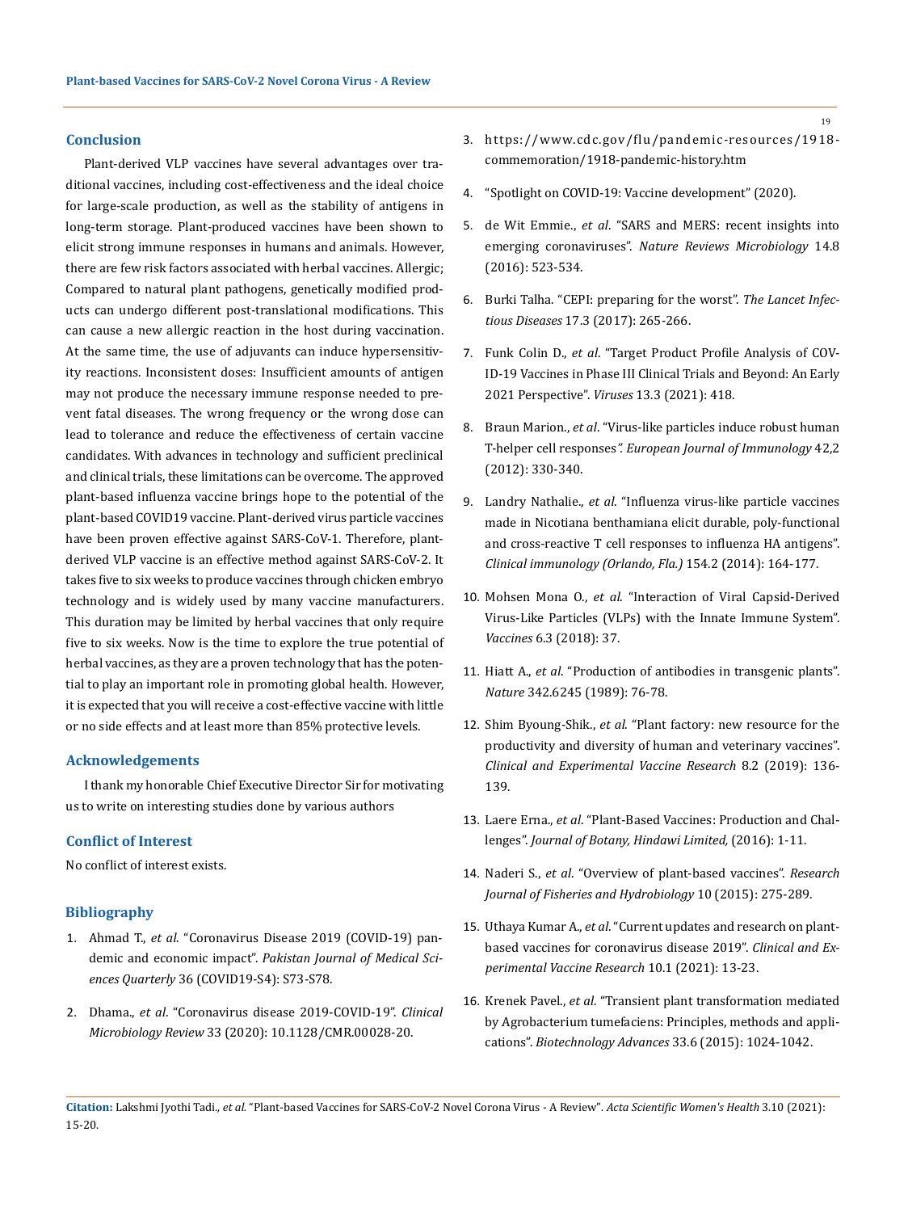## Conclusion

Plant-derived VLP vaccines have several advantages over traditional vaccines, including cost-effectiveness and the ideal choice for large-scale production, as well as the stability of antigens in long-term storage. Plant-produced vaccines have been shown to elicit strong immune responses in humans and animals. However, there are few risk factors associated with herbal vaccines. Allergic; Compared to natural plant pathogens, genetically modified products can undergo different post-translational modifications. This can cause a new allergic reaction in the host during vaccination. At the same time, the use of adjuvants can induce hypersensitivity reactions. Inconsistent doses: Insufficient amounts of antigen may not produce the necessary immune response needed to prevent fatal diseases. The wrong frequency or the wrong dose can lead to tolerance and reduce the effectiveness of certain vaccine candidates. With advances in technology and sufficient preclinical and clinical trials, these limitations can be overcome. The approved plant-based influenza vaccine brings hope to the potential of the plant-based COVID19 vaccine. Plant-derived virus particle vaccines have been proven effective against SARS-CoV-1. Therefore, plant-derived VLP vaccine is an effective method against SARS-CoV-2. It takes five to six weeks to produce vaccines through chicken embryo technology and is widely used by many vaccine manufacturers. This duration may be limited by herbal vaccines that only require five to six weeks. Now is the time to explore the true potential of herbal vaccines, as they are a proven technology that has the potential to play an important role in promoting global health. However, it is expected that you will receive a cost-effective vaccine with little or no side effects and at least more than 85% protective levels.

## Acknowledgements

I thank my honorable Chief Executive Director Sir for motivating us to write on interesting studies done by various authors

## Conflict of Interest

No conflict of interest exists.

## Bibliography

1. Ahmad T., *et al*. "Coronavirus Disease 2019 (COVID-19) pandemic and economic impact". *Pakistan Journal of Medical Sciences Quarterly* 36 (COVID19-S4): S73-S78.
2. Dhama., *et al*. "Coronavirus disease 2019-COVID-19". *Clinical Microbiology Review* 33 (2020): 10.1128/CMR.00028-20.
3. https://www.cdc.gov/flu/pandemic-resources/1918-commemoration/1918-pandemic-history.htm
4. "Spotlight on COVID-19: Vaccine development" (2020).
5. de Wit Emmie., *et al*. "SARS and MERS: recent insights into emerging coronaviruses". *Nature Reviews Microbiology* 14.8 (2016): 523-534.
6. Burki Talha. "CEPI: preparing for the worst". *The Lancet Infectious Diseases* 17.3 (2017): 265-266.
7. Funk Colin D., *et al*. "Target Product Profile Analysis of COVID-19 Vaccines in Phase III Clinical Trials and Beyond: An Early 2021 Perspective". *Viruses* 13.3 (2021): 418.
8. Braun Marion., *et al*. "Virus-like particles induce robust human T-helper cell responses". *European Journal of Immunology* 42,2 (2012): 330-340.
9. Landry Nathalie., *et al*. "Influenza virus-like particle vaccines made in Nicotiana benthamiana elicit durable, poly-functional and cross-reactive T cell responses to influenza HA antigens". *Clinical immunology (Orlando, Fla.)* 154.2 (2014): 164-177.
10. Mohsen Mona O., *et al*. "Interaction of Viral Capsid-Derived Virus-Like Particles (VLPs) with the Innate Immune System". *Vaccines* 6.3 (2018): 37.
11. Hiatt A., *et al*. "Production of antibodies in transgenic plants". *Nature* 342.6245 (1989): 76-78.
12. Shim Byoung-Shik., *et al*. "Plant factory: new resource for the productivity and diversity of human and veterinary vaccines". *Clinical and Experimental Vaccine Research* 8.2 (2019): 136-139.
13. Laere Erna., *et al*. "Plant-Based Vaccines: Production and Challenges". *Journal of Botany, Hindawi Limited,* (2016): 1-11.
14. Naderi S., *et al*. "Overview of plant-based vaccines". *Research Journal of Fisheries and Hydrobiology* 10 (2015): 275-289.
15. Uthaya Kumar A., *et al*. "Current updates and research on plant-based vaccines for coronavirus disease 2019". *Clinical and Experimental Vaccine Research* 10.1 (2021): 13-23.
16. Krenek Pavel., *et al*. "Transient plant transformation mediated by Agrobacterium tumefaciens: Principles, methods and applications". *Biotechnology Advances* 33.6 (2015): 1024-1042.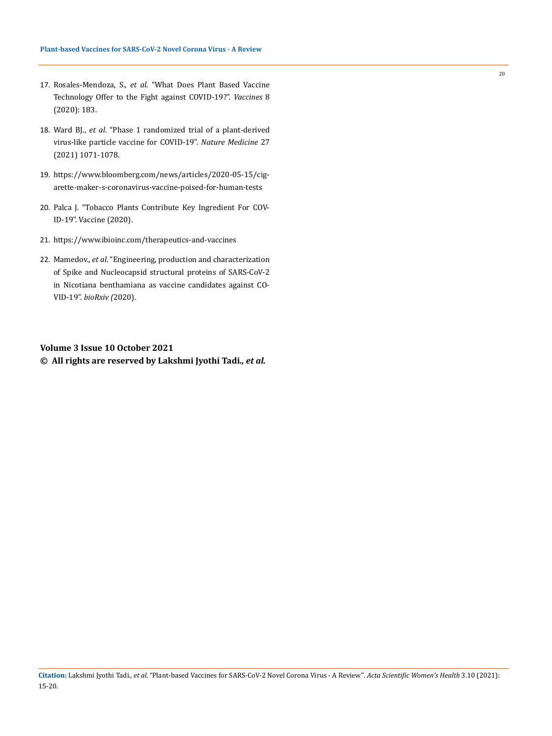17. Rosales-Mendoza, S., *et al*. "What Does Plant Based Vaccine Technology Offer to the Fight against COVID-19?". *Vaccines* 8 (2020): 183.

18. Ward BJ., *et al*. "Phase 1 randomized trial of a plant-derived virus-like particle vaccine for COVID-19". *Nature Medicine* 27 (2021) 1071-1078.

19. https://www.bloomberg.com/news/articles/2020-05-15/cigarette-maker-s-coronavirus-vaccine-poised-for-human-tests

20. Palca J. "Tobacco Plants Contribute Key Ingredient For COVID-19". Vaccine (2020).

21. https://www.ibioinc.com/therapeutics-and-vaccines

22. Mamedov., *et al*. "Engineering, production and characterization of Spike and Nucleocapsid structural proteins of SARS-CoV-2 in Nicotiana benthamiana as vaccine candidates against COVID-19". *bioRxiv (*2020).

**Volume 3 Issue 10 October 2021**
**© All rights are reserved by Lakshmi Jyothi Tadi.,** ***et al.***